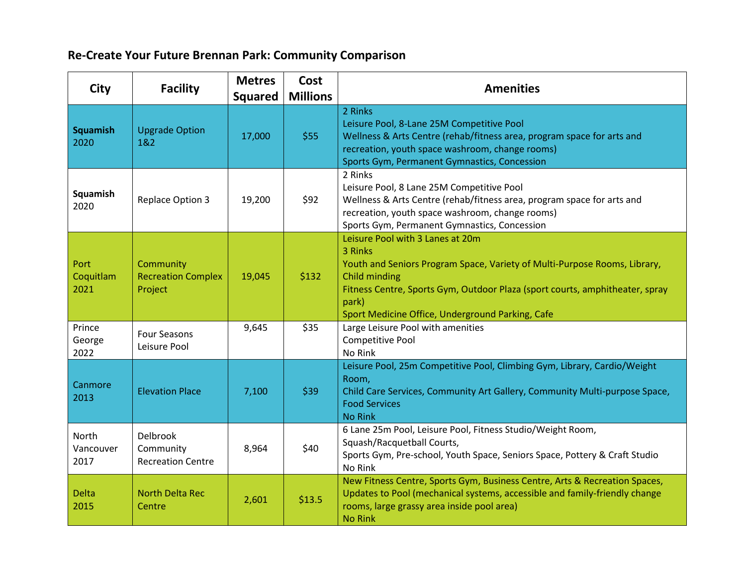## Re-Create Your Future Brennan Park: Community Comparison

| City | Facility | Metres Squared | Cost Millions | Amenities |
|---|---|---|---|---|
| **Squamish** 2020 | Upgrade Option 1&2 | 17,000 | $55 | 2 Rinks<br>Leisure Pool, 8-Lane 25M Competitive Pool<br>Wellness & Arts Centre (rehab/fitness area, program space for arts and recreation, youth space washroom, change rooms)<br>Sports Gym, Permanent Gymnastics, Concession |
| **Squamish** 2020 | Replace Option 3 | 19,200 | $92 | 2 Rinks<br>Leisure Pool, 8 Lane 25M Competitive Pool<br>Wellness & Arts Centre (rehab/fitness area, program space for arts and recreation, youth space washroom, change rooms)<br>Sports Gym, Permanent Gymnastics, Concession |
| Port Coquitlam 2021 | Community Recreation Complex Project | 19,045 | $132 | Leisure Pool with 3 Lanes at 20m<br>3 Rinks<br>Youth and Seniors Program Space, Variety of Multi-Purpose Rooms, Library, Child minding<br>Fitness Centre, Sports Gym, Outdoor Plaza (sport courts, amphitheater, spray park)<br>Sport Medicine Office, Underground Parking, Cafe |
| Prince George 2022 | Four Seasons Leisure Pool | 9,645 | $35 | Large Leisure Pool with amenities<br>Competitive Pool<br>No Rink |
| Canmore 2013 | Elevation Place | 7,100 | $39 | Leisure Pool, 25m Competitive Pool, Climbing Gym, Library, Cardio/Weight Room,<br>Child Care Services, Community Art Gallery, Community Multi-purpose Space, Food Services<br>No Rink |
| North Vancouver 2017 | Delbrook Community Recreation Centre | 8,964 | $40 | 6 Lane 25m Pool, Leisure Pool, Fitness Studio/Weight Room, Squash/Racquetball Courts,<br>Sports Gym, Pre-school, Youth Space, Seniors Space, Pottery & Craft Studio<br>No Rink |
| Delta 2015 | North Delta Rec Centre | 2,601 | $13.5 | New Fitness Centre, Sports Gym, Business Centre, Arts & Recreation Spaces,<br>Updates to Pool (mechanical systems, accessible and family-friendly change rooms, large grassy area inside pool area)<br>No Rink |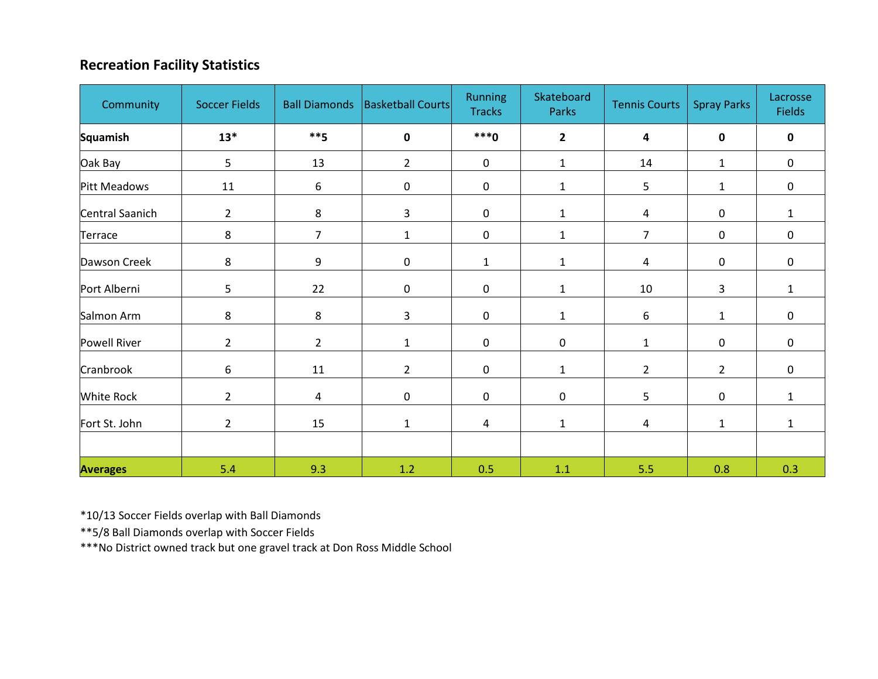## Recreation Facility Statistics

| Community | Soccer Fields | Ball Diamonds | Basketball Courts | Running Tracks | Skateboard Parks | Tennis Courts | Spray Parks | Lacrosse Fields |
|---|---|---|---|---|---|---|---|---|
| **Squamish** | **13*** | ****5** | **0** | *****0** | **2** | **4** | **0** | **0** |
| Oak Bay | 5 | 13 | 2 | 0 | 1 | 14 | 1 | 0 |
| Pitt Meadows | 11 | 6 | 0 | 0 | 1 | 5 | 1 | 0 |
| Central Saanich | 2 | 8 | 3 | 0 | 1 | 4 | 0 | 1 |
| Terrace | 8 | 7 | 1 | 0 | 1 | 7 | 0 | 0 |
| Dawson Creek | 8 | 9 | 0 | 1 | 1 | 4 | 0 | 0 |
| Port Alberni | 5 | 22 | 0 | 0 | 1 | 10 | 3 | 1 |
| Salmon Arm | 8 | 8 | 3 | 0 | 1 | 6 | 1 | 0 |
| Powell River | 2 | 2 | 1 | 0 | 0 | 1 | 0 | 0 |
| Cranbrook | 6 | 11 | 2 | 0 | 1 | 2 | 2 | 0 |
| White Rock | 2 | 4 | 0 | 0 | 0 | 5 | 0 | 1 |
| Fort St. John | 2 | 15 | 1 | 4 | 1 | 4 | 1 | 1 |
| | | | | | | | | |
| **Averages** | 5.4 | 9.3 | 1.2 | 0.5 | 1.1 | 5.5 | 0.8 | 0.3 |

*10/13 Soccer Fields overlap with Ball Diamonds

**5/8 Ball Diamonds overlap with Soccer Fields

***No District owned track but one gravel track at Don Ross Middle School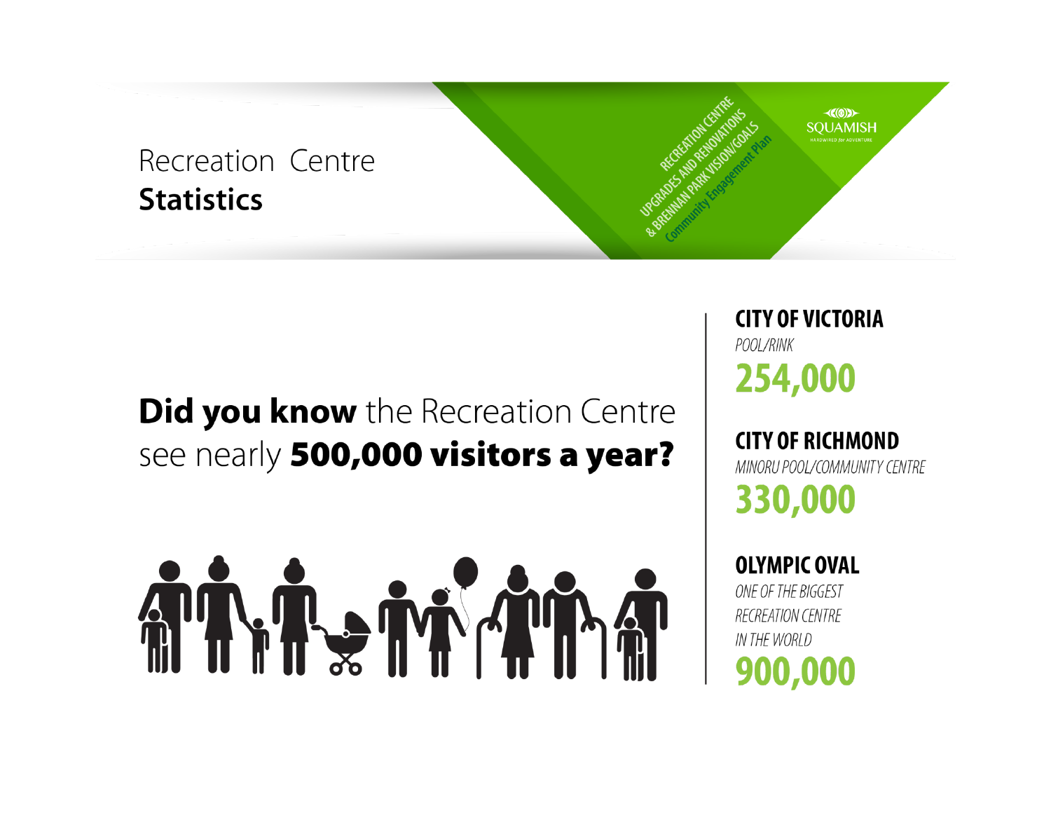# Recreation Centre **Statistics**

RECREATION CENTRE UPGRADES AND RENOVATIONS & BRENNAN PARK VISION/GOALS Community Engagement Plan

SQUAMISH

HARDWIRED *for* ADVENTURE

**Did you know** the Recreation Centre see nearly **500,000 visitors a year?**

**CITY OF VICTORIA**

*POOL/RINK*

**254,000**

**CITY OF RICHMOND**

*MINORU POOL/COMMUNITY CENTRE*

**330,000**

**OLYMPIC OVAL**

*ONE OF THE BIGGEST RECREATION CENTRE IN THE WORLD*

**900,000**